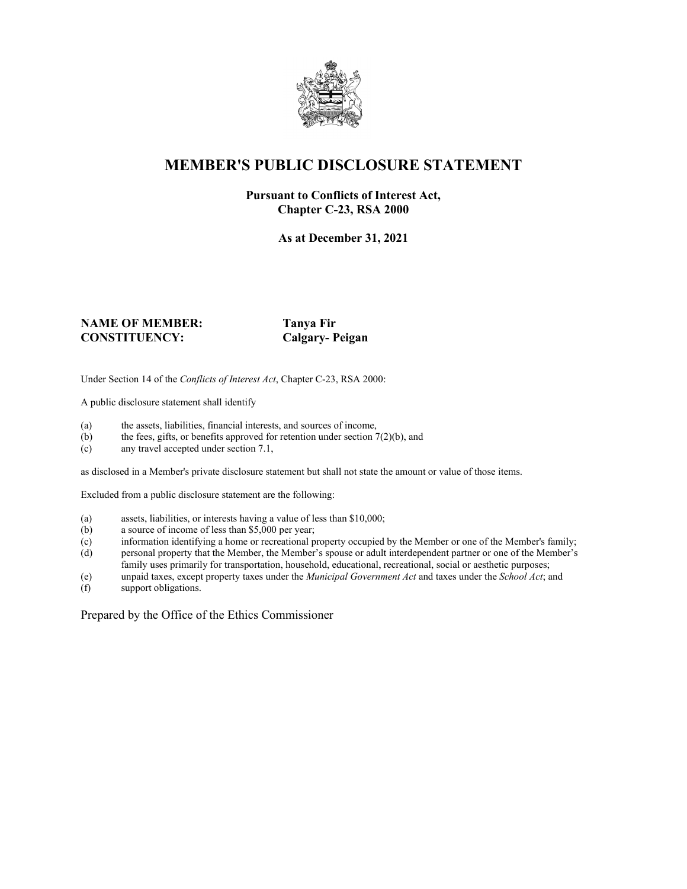# MEMBER'S PUBLIC DISCLOSURE STATEMENT

**Pursuant to Conflicts of Interest Act, Chapter C-23, RSA 2000**

**As at December 31, 2021**

**NAME OF MEMBER:** **Tanya Fir**
**CONSTITUENCY:** **Calgary- Peigan**

Under Section 14 of the *Conflicts of Interest Act*, Chapter C-23, RSA 2000:

A public disclosure statement shall identify

(a) the assets, liabilities, financial interests, and sources of income,
(b) the fees, gifts, or benefits approved for retention under section 7(2)(b), and
(c) any travel accepted under section 7.1,

as disclosed in a Member's private disclosure statement but shall not state the amount or value of those items.

Excluded from a public disclosure statement are the following:

(a) assets, liabilities, or interests having a value of less than $10,000;
(b) a source of income of less than $5,000 per year;
(c) information identifying a home or recreational property occupied by the Member or one of the Member's family;
(d) personal property that the Member, the Member's spouse or adult interdependent partner or one of the Member's family uses primarily for transportation, household, educational, recreational, social or aesthetic purposes;
(e) unpaid taxes, except property taxes under the *Municipal Government Act* and taxes under the *School Act*; and
(f) support obligations.

Prepared by the Office of the Ethics Commissioner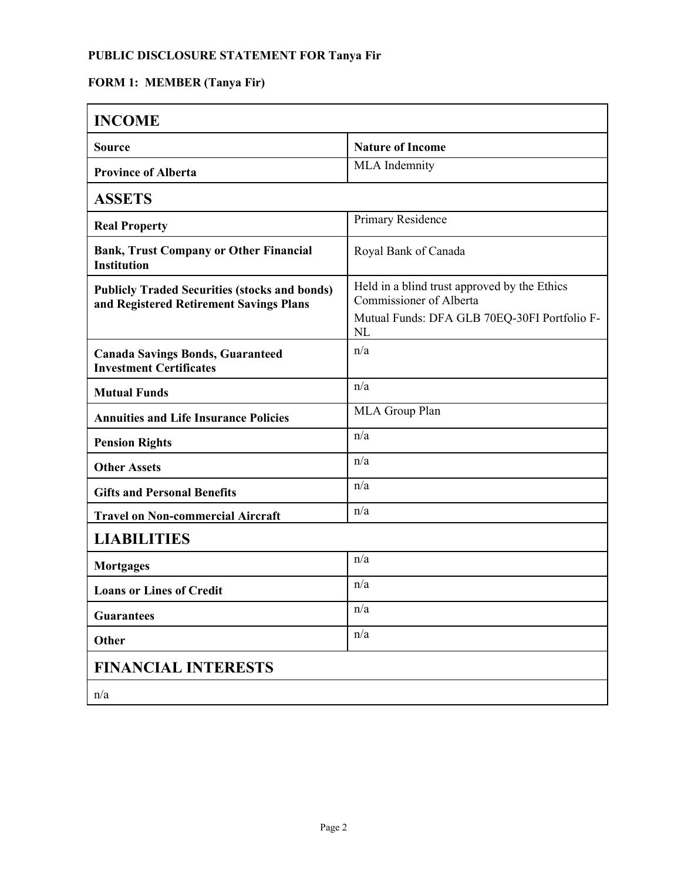**PUBLIC DISCLOSURE STATEMENT FOR Tanya Fir**

**FORM 1: MEMBER (Tanya Fir)**

| **INCOME** | |
|---|---|
| **Source** | **Nature of Income** |
| **Province of Alberta** | MLA Indemnity |
| **ASSETS** | |
| **Real Property** | Primary Residence |
| **Bank, Trust Company or Other Financial Institution** | Royal Bank of Canada |
| **Publicly Traded Securities (stocks and bonds) and Registered Retirement Savings Plans** | Held in a blind trust approved by the Ethics Commissioner of Alberta<br>Mutual Funds: DFA GLB 70EQ-30FI Portfolio F-NL |
| **Canada Savings Bonds, Guaranteed Investment Certificates** | n/a |
| **Mutual Funds** | n/a |
| **Annuities and Life Insurance Policies** | MLA Group Plan |
| **Pension Rights** | n/a |
| **Other Assets** | n/a |
| **Gifts and Personal Benefits** | n/a |
| **Travel on Non-commercial Aircraft** | n/a |
| **LIABILITIES** | |
| **Mortgages** | n/a |
| **Loans or Lines of Credit** | n/a |
| **Guarantees** | n/a |
| **Other** | n/a |
| **FINANCIAL INTERESTS** | |
| n/a | |